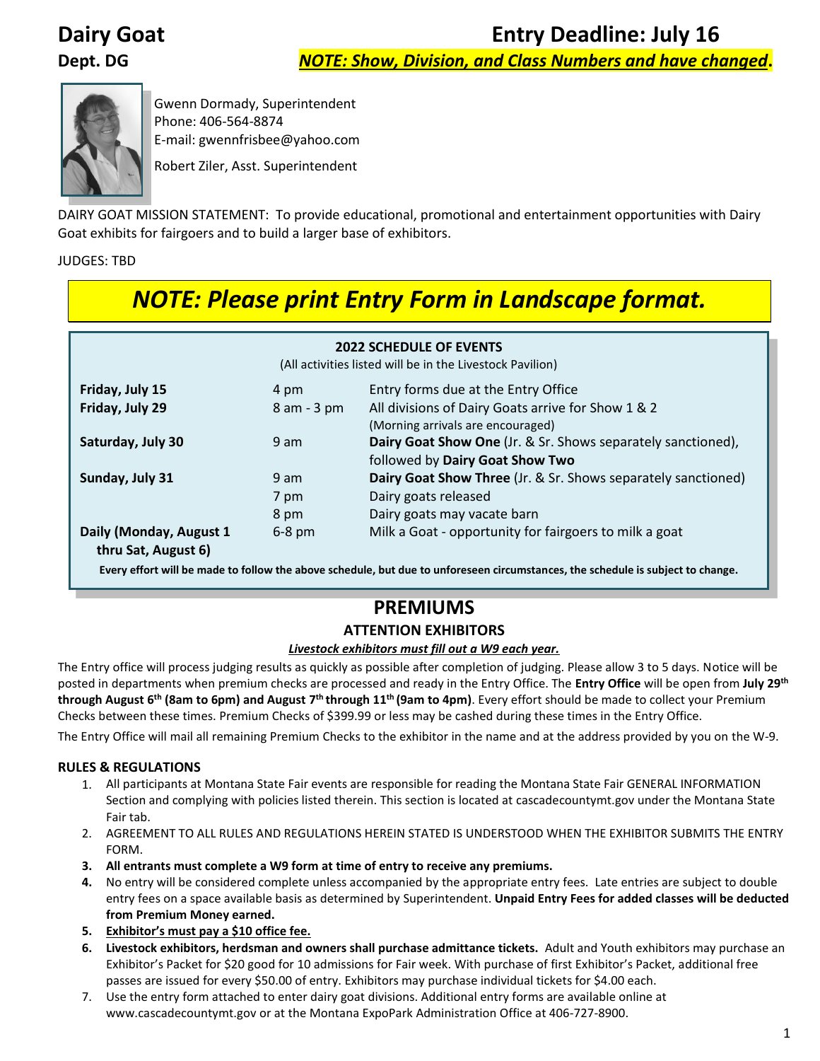# Dairy Goat

**Dept. DG**

## Entry Deadline: July 16

***NOTE: Show, Division, and Class Numbers and have changed*.**

Gwenn Dormady, Superintendent
Phone: 406-564-8874
E-mail: gwennfrisbee@yahoo.com

Robert Ziler, Asst. Superintendent

DAIRY GOAT MISSION STATEMENT: To provide educational, promotional and entertainment opportunities with Dairy Goat exhibits for fairgoers and to build a larger base of exhibitors.

JUDGES: TBD

***NOTE: Please print Entry Form in Landscape format.***

**2022 SCHEDULE OF EVENTS**

(All activities listed will be in the Livestock Pavilion)

| | | |
|---|---|---|
| **Friday, July 15** | 4 pm | Entry forms due at the Entry Office |
| **Friday, July 29** | 8 am - 3 pm | All divisions of Dairy Goats arrive for Show 1 & 2 (Morning arrivals are encouraged) |
| **Saturday, July 30** | 9 am | **Dairy Goat Show One** (Jr. & Sr. Shows separately sanctioned), followed by **Dairy Goat Show Two** |
| **Sunday, July 31** | 9 am | **Dairy Goat Show Three** (Jr. & Sr. Shows separately sanctioned) |
| | 7 pm | Dairy goats released |
| | 8 pm | Dairy goats may vacate barn |
| **Daily (Monday, August 1 thru Sat, August 6)** | 6-8 pm | Milk a Goat - opportunity for fairgoers to milk a goat |

**Every effort will be made to follow the above schedule, but due to unforeseen circumstances, the schedule is subject to change.**

## PREMIUMS

### ATTENTION EXHIBITORS

***Livestock exhibitors must fill out a W9 each year.***

The Entry office will process judging results as quickly as possible after completion of judging. Please allow 3 to 5 days. Notice will be posted in departments when premium checks are processed and ready in the Entry Office. The **Entry Office** will be open from **July 29th through August 6th (8am to 6pm) and August 7th through 11th (9am to 4pm)**. Every effort should be made to collect your Premium Checks between these times. Premium Checks of $399.99 or less may be cashed during these times in the Entry Office.

The Entry Office will mail all remaining Premium Checks to the exhibitor in the name and at the address provided by you on the W-9.

### RULES & REGULATIONS

1. All participants at Montana State Fair events are responsible for reading the Montana State Fair GENERAL INFORMATION Section and complying with policies listed therein. This section is located at cascadecountymt.gov under the Montana State Fair tab.
2. AGREEMENT TO ALL RULES AND REGULATIONS HEREIN STATED IS UNDERSTOOD WHEN THE EXHIBITOR SUBMITS THE ENTRY FORM.
3. **All entrants must complete a W9 form at time of entry to receive any premiums.**
4. No entry will be considered complete unless accompanied by the appropriate entry fees. Late entries are subject to double entry fees on a space available basis as determined by Superintendent. **Unpaid Entry Fees for added classes will be deducted from Premium Money earned.**
5. **Exhibitor's must pay a $10 office fee.**
6. **Livestock exhibitors, herdsman and owners shall purchase admittance tickets.** Adult and Youth exhibitors may purchase an Exhibitor's Packet for $20 good for 10 admissions for Fair week. With purchase of first Exhibitor's Packet, additional free passes are issued for every $50.00 of entry. Exhibitors may purchase individual tickets for $4.00 each.
7. Use the entry form attached to enter dairy goat divisions. Additional entry forms are available online at www.cascadecountymt.gov or at the Montana ExpoPark Administration Office at 406-727-8900.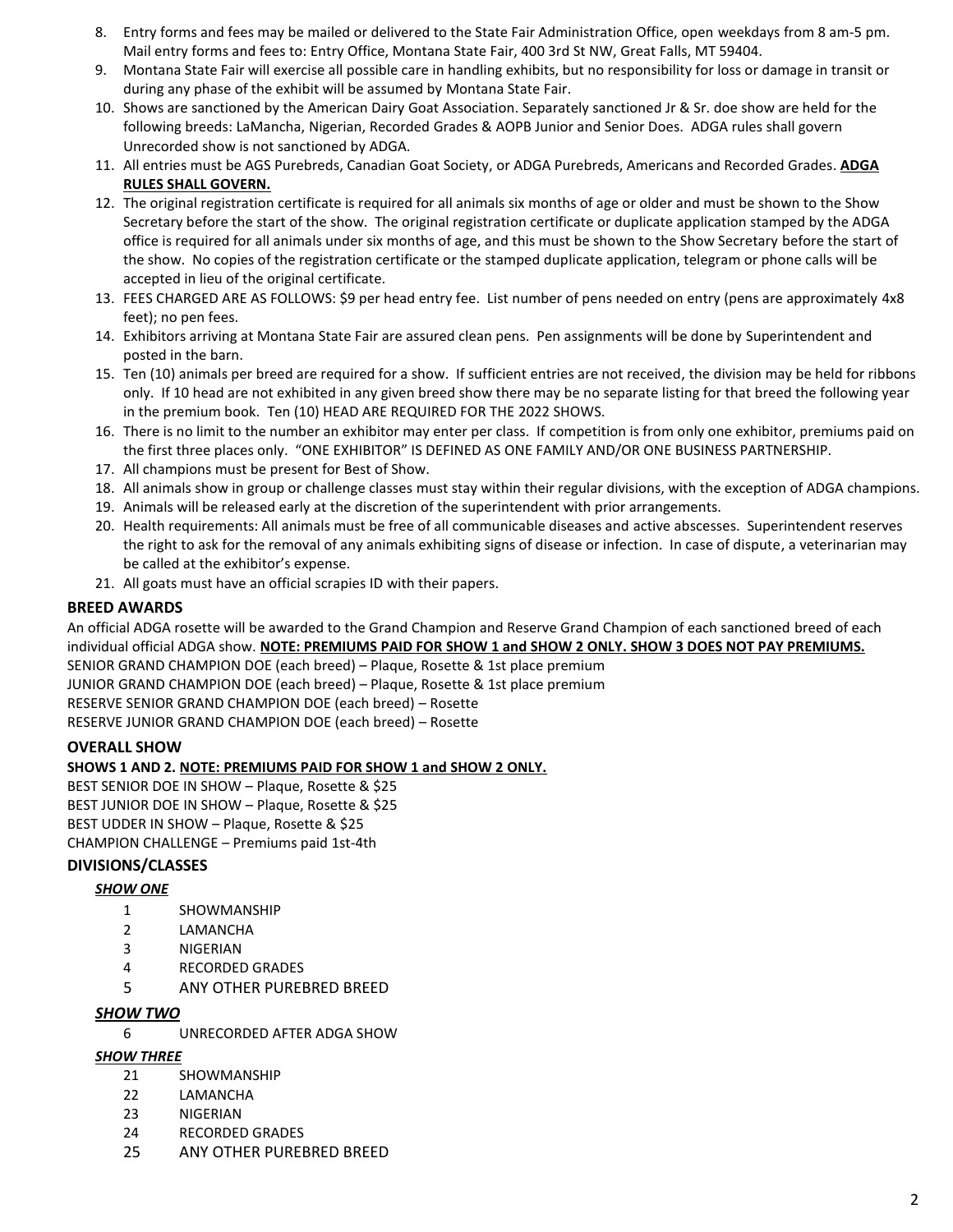8. Entry forms and fees may be mailed or delivered to the State Fair Administration Office, open weekdays from 8 am-5 pm. Mail entry forms and fees to: Entry Office, Montana State Fair, 400 3rd St NW, Great Falls, MT 59404.
9. Montana State Fair will exercise all possible care in handling exhibits, but no responsibility for loss or damage in transit or during any phase of the exhibit will be assumed by Montana State Fair.
10. Shows are sanctioned by the American Dairy Goat Association. Separately sanctioned Jr & Sr. doe show are held for the following breeds: LaMancha, Nigerian, Recorded Grades & AOPB Junior and Senior Does. ADGA rules shall govern Unrecorded show is not sanctioned by ADGA.
11. All entries must be AGS Purebreds, Canadian Goat Society, or ADGA Purebreds, Americans and Recorded Grades. **ADGA RULES SHALL GOVERN.**
12. The original registration certificate is required for all animals six months of age or older and must be shown to the Show Secretary before the start of the show. The original registration certificate or duplicate application stamped by the ADGA office is required for all animals under six months of age, and this must be shown to the Show Secretary before the start of the show. No copies of the registration certificate or the stamped duplicate application, telegram or phone calls will be accepted in lieu of the original certificate.
13. FEES CHARGED ARE AS FOLLOWS: $9 per head entry fee. List number of pens needed on entry (pens are approximately 4x8 feet); no pen fees.
14. Exhibitors arriving at Montana State Fair are assured clean pens. Pen assignments will be done by Superintendent and posted in the barn.
15. Ten (10) animals per breed are required for a show. If sufficient entries are not received, the division may be held for ribbons only. If 10 head are not exhibited in any given breed show there may be no separate listing for that breed the following year in the premium book. Ten (10) HEAD ARE REQUIRED FOR THE 2022 SHOWS.
16. There is no limit to the number an exhibitor may enter per class. If competition is from only one exhibitor, premiums paid on the first three places only. "ONE EXHIBITOR" IS DEFINED AS ONE FAMILY AND/OR ONE BUSINESS PARTNERSHIP.
17. All champions must be present for Best of Show.
18. All animals show in group or challenge classes must stay within their regular divisions, with the exception of ADGA champions.
19. Animals will be released early at the discretion of the superintendent with prior arrangements.
20. Health requirements: All animals must be free of all communicable diseases and active abscesses. Superintendent reserves the right to ask for the removal of any animals exhibiting signs of disease or infection. In case of dispute, a veterinarian may be called at the exhibitor's expense.
21. All goats must have an official scrapies ID with their papers.

### BREED AWARDS

An official ADGA rosette will be awarded to the Grand Champion and Reserve Grand Champion of each sanctioned breed of each individual official ADGA show. **NOTE: PREMIUMS PAID FOR SHOW 1 and SHOW 2 ONLY. SHOW 3 DOES NOT PAY PREMIUMS.**

SENIOR GRAND CHAMPION DOE (each breed) – Plaque, Rosette & 1st place premium
JUNIOR GRAND CHAMPION DOE (each breed) – Plaque, Rosette & 1st place premium
RESERVE SENIOR GRAND CHAMPION DOE (each breed) – Rosette
RESERVE JUNIOR GRAND CHAMPION DOE (each breed) – Rosette

### OVERALL SHOW

**SHOWS 1 AND 2. NOTE: PREMIUMS PAID FOR SHOW 1 and SHOW 2 ONLY.**

BEST SENIOR DOE IN SHOW – Plaque, Rosette & $25
BEST JUNIOR DOE IN SHOW – Plaque, Rosette & $25
BEST UDDER IN SHOW – Plaque, Rosette & $25
CHAMPION CHALLENGE – Premiums paid 1st-4th

### DIVISIONS/CLASSES

***SHOW ONE***

1 SHOWMANSHIP
2 LAMANCHA
3 NIGERIAN
4 RECORDED GRADES
5 ANY OTHER PUREBRED BREED

***SHOW TWO***

6 UNRECORDED AFTER ADGA SHOW

***SHOW THREE***

21 SHOWMANSHIP
22 LAMANCHA
23 NIGERIAN
24 RECORDED GRADES
25 ANY OTHER PUREBRED BREED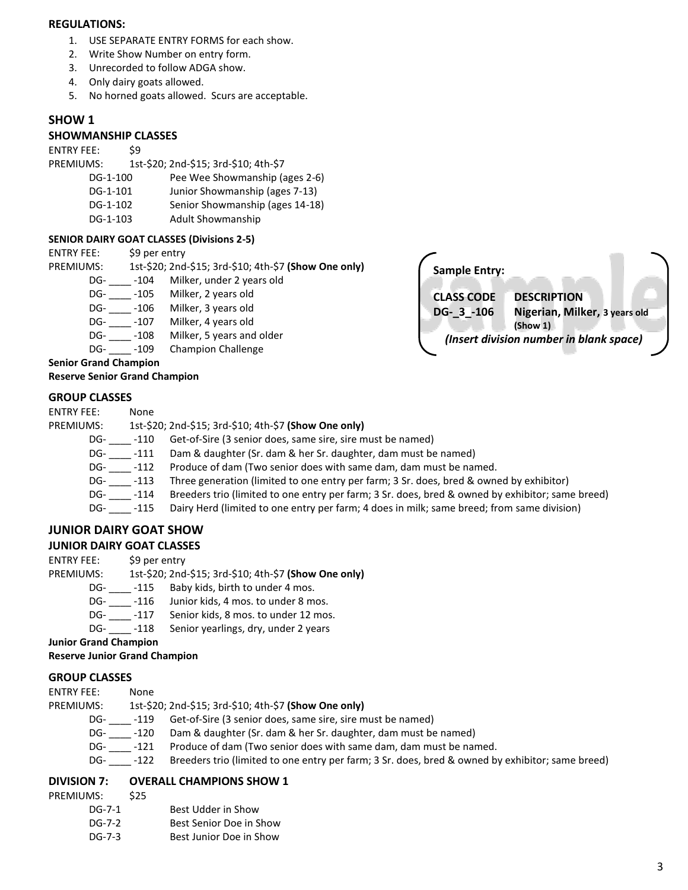**REGULATIONS:**

1. USE SEPARATE ENTRY FORMS for each show.
2. Write Show Number on entry form.
3. Unrecorded to follow ADGA show.
4. Only dairy goats allowed.
5. No horned goats allowed. Scurs are acceptable.

## SHOW 1

### SHOWMANSHIP CLASSES

ENTRY FEE: $9

PREMIUMS: 1st-$20; 2nd-$15; 3rd-$10; 4th-$7

| | |
|---|---|
| DG-1-100 | Pee Wee Showmanship (ages 2-6) |
| DG-1-101 | Junior Showmanship (ages 7-13) |
| DG-1-102 | Senior Showmanship (ages 14-18) |
| DG-1-103 | Adult Showmanship |

#### SENIOR DAIRY GOAT CLASSES (Divisions 2-5)

ENTRY FEE: $9 per entry

PREMIUMS: 1st-$20; 2nd-$15; 3rd-$10; 4th-$7 **(Show One only)**

| | |
|---|---|
| DG- ____ -104 | Milker, under 2 years old |
| DG- ____ -105 | Milker, 2 years old |
| DG- ____ -106 | Milker, 3 years old |
| DG- ____ -107 | Milker, 4 years old |
| DG- ____ -108 | Milker, 5 years and older |
| DG- ____ -109 | Champion Challenge |

**Senior Grand Champion**

**Reserve Senior Grand Champion**

> **Sample Entry:**
>
> **CLASS CODE** **DESCRIPTION**
>
> **DG-_3_-106** **Nigerian, Milker, 3 years old (Show 1)**
>
> ***(Insert division number in blank space)***

### GROUP CLASSES

ENTRY FEE: None

PREMIUMS: 1st-$20; 2nd-$15; 3rd-$10; 4th-$7 **(Show One only)**

| | |
|---|---|
| DG- ____ -110 | Get-of-Sire (3 senior does, same sire, sire must be named) |
| DG- ____ -111 | Dam & daughter (Sr. dam & her Sr. daughter, dam must be named) |
| DG- ____ -112 | Produce of dam (Two senior does with same dam, dam must be named. |
| DG- ____ -113 | Three generation (limited to one entry per farm; 3 Sr. does, bred & owned by exhibitor) |
| DG- ____ -114 | Breeders trio (limited to one entry per farm; 3 Sr. does, bred & owned by exhibitor; same breed) |
| DG- ____ -115 | Dairy Herd (limited to one entry per farm; 4 does in milk; same breed; from same division) |

## JUNIOR DAIRY GOAT SHOW

### JUNIOR DAIRY GOAT CLASSES

ENTRY FEE: $9 per entry

PREMIUMS: 1st-$20; 2nd-$15; 3rd-$10; 4th-$7 **(Show One only)**

| | |
|---|---|
| DG- ____ -115 | Baby kids, birth to under 4 mos. |
| DG- ____ -116 | Junior kids, 4 mos. to under 8 mos. |
| DG- ____ -117 | Senior kids, 8 mos. to under 12 mos. |
| DG- ____ -118 | Senior yearlings, dry, under 2 years |

**Junior Grand Champion**

**Reserve Junior Grand Champion**

### GROUP CLASSES

ENTRY FEE: None

PREMIUMS: 1st-$20; 2nd-$15; 3rd-$10; 4th-$7 **(Show One only)**

| | |
|---|---|
| DG- ____ -119 | Get-of-Sire (3 senior does, same sire, sire must be named) |
| DG- ____ -120 | Dam & daughter (Sr. dam & her Sr. daughter, dam must be named) |
| DG- ____ -121 | Produce of dam (Two senior does with same dam, dam must be named. |
| DG- ____ -122 | Breeders trio (limited to one entry per farm; 3 Sr. does, bred & owned by exhibitor; same breed) |

### DIVISION 7: OVERALL CHAMPIONS SHOW 1

PREMIUMS: $25

| | |
|---|---|
| DG-7-1 | Best Udder in Show |
| DG-7-2 | Best Senior Doe in Show |
| DG-7-3 | Best Junior Doe in Show |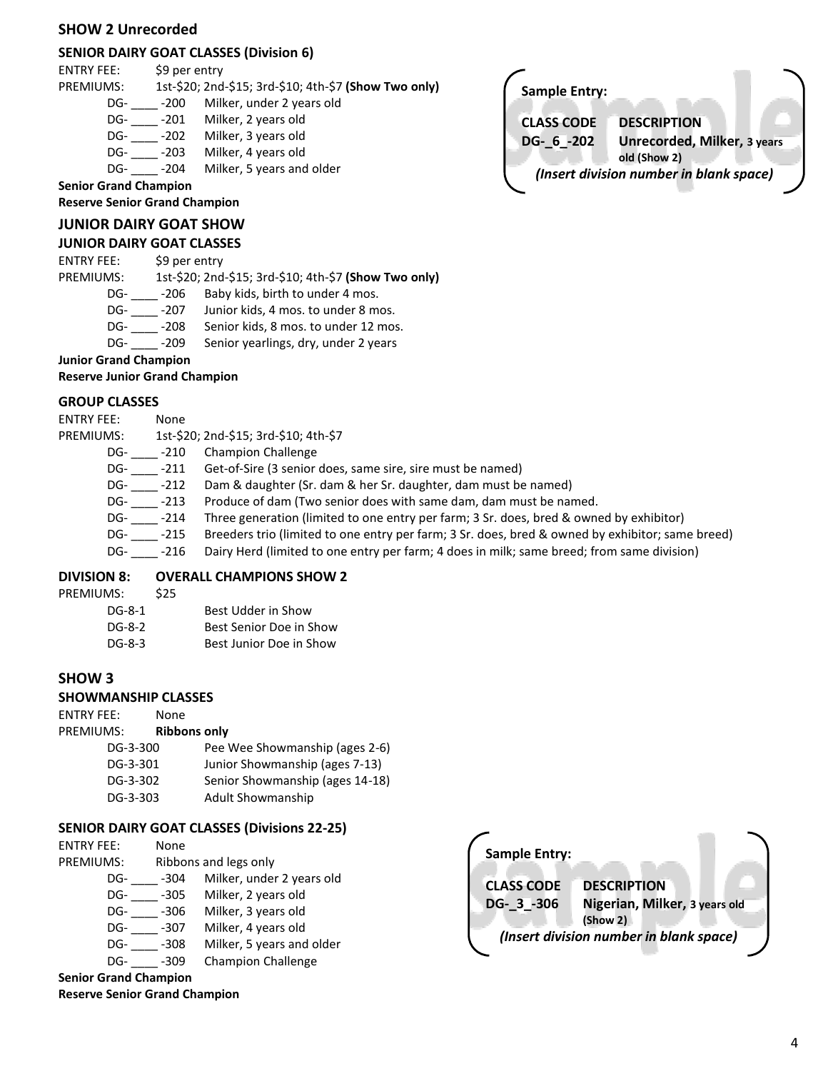## SHOW 2 Unrecorded

### SENIOR DAIRY GOAT CLASSES (Division 6)

ENTRY FEE: $9 per entry

PREMIUMS: 1st-$20; 2nd-$15; 3rd-$10; 4th-$7 **(Show Two only)**

- DG- ____ -200 Milker, under 2 years old
- DG- ____ -201 Milker, 2 years old
- DG- ____ -202 Milker, 3 years old
- DG- ____ -203 Milker, 4 years old
- DG- ____ -204 Milker, 5 years and older

**Senior Grand Champion**

**Reserve Senior Grand Champion**

> **Sample Entry:**
>
> | **CLASS CODE** | **DESCRIPTION** |
> |---|---|
> | **DG-_6_-202** | **Unrecorded, Milker, 3 years old (Show 2)** |
>
> ***(Insert division number in blank space)***

### JUNIOR DAIRY GOAT SHOW

### JUNIOR DAIRY GOAT CLASSES

ENTRY FEE: $9 per entry

PREMIUMS: 1st-$20; 2nd-$15; 3rd-$10; 4th-$7 **(Show Two only)**

- DG- ____ -206 Baby kids, birth to under 4 mos.
- DG- ____ -207 Junior kids, 4 mos. to under 8 mos.
- DG- ____ -208 Senior kids, 8 mos. to under 12 mos.
- DG- ____ -209 Senior yearlings, dry, under 2 years

**Junior Grand Champion**

**Reserve Junior Grand Champion**

### GROUP CLASSES

ENTRY FEE: None

PREMIUMS: 1st-$20; 2nd-$15; 3rd-$10; 4th-$7

- DG- ____ -210 Champion Challenge
- DG- ____ -211 Get-of-Sire (3 senior does, same sire, sire must be named)
- DG- ____ -212 Dam & daughter (Sr. dam & her Sr. daughter, dam must be named)
- DG- ____ -213 Produce of dam (Two senior does with same dam, dam must be named.
- DG- ____ -214 Three generation (limited to one entry per farm; 3 Sr. does, bred & owned by exhibitor)
- DG- ____ -215 Breeders trio (limited to one entry per farm; 3 Sr. does, bred & owned by exhibitor; same breed)
- DG- ____ -216 Dairy Herd (limited to one entry per farm; 4 does in milk; same breed; from same division)

### DIVISION 8: OVERALL CHAMPIONS SHOW 2

PREMIUMS: $25

- DG-8-1 Best Udder in Show
- DG-8-2 Best Senior Doe in Show
- DG-8-3 Best Junior Doe in Show

## SHOW 3

### SHOWMANSHIP CLASSES

ENTRY FEE: None

PREMIUMS: **Ribbons only**

- DG-3-300 Pee Wee Showmanship (ages 2-6)
- DG-3-301 Junior Showmanship (ages 7-13)
- DG-3-302 Senior Showmanship (ages 14-18)
- DG-3-303 Adult Showmanship

### SENIOR DAIRY GOAT CLASSES (Divisions 22-25)

ENTRY FEE: None

PREMIUMS: Ribbons and legs only

- DG- ____ -304 Milker, under 2 years old
- DG- ____ -305 Milker, 2 years old
- DG- ____ -306 Milker, 3 years old
- DG- ____ -307 Milker, 4 years old
- DG- ____ -308 Milker, 5 years and older
- DG- ____ -309 Champion Challenge

**Senior Grand Champion**

**Reserve Senior Grand Champion**

> **Sample Entry:**
>
> | **CLASS CODE** | **DESCRIPTION** |
> |---|---|
> | **DG-_3_-306** | **Nigerian, Milker, 3 years old (Show 2)** |
>
> ***(Insert division number in blank space)***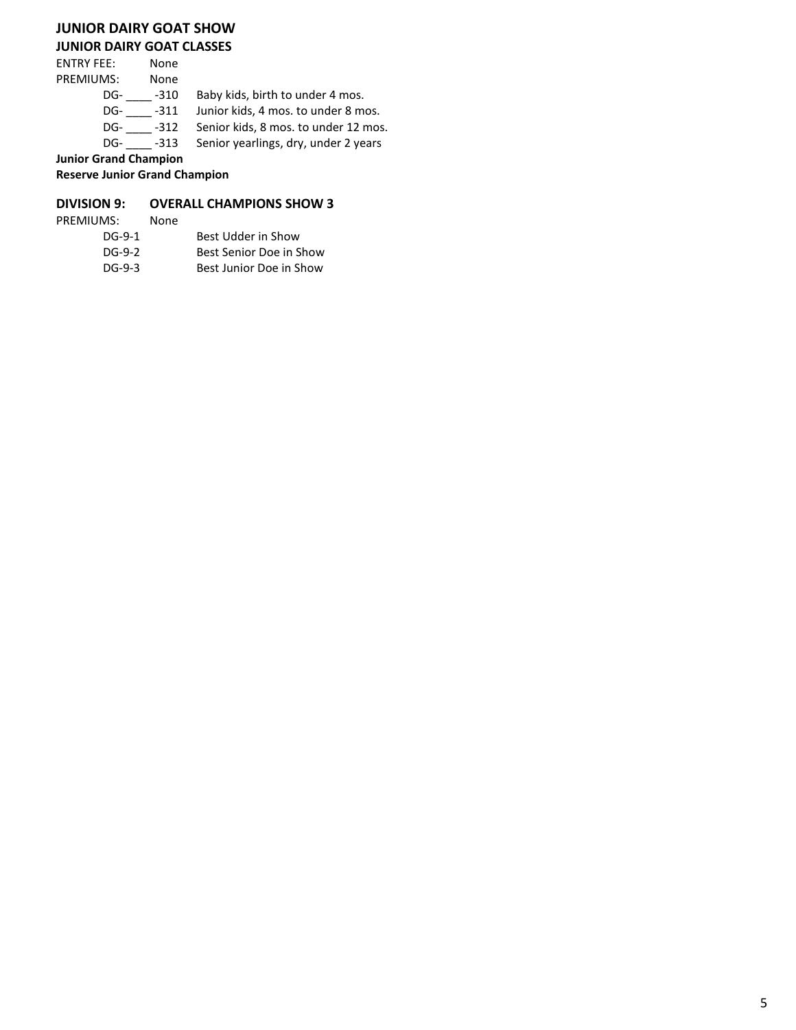## JUNIOR DAIRY GOAT SHOW

### JUNIOR DAIRY GOAT CLASSES

ENTRY FEE: None
PREMIUMS: None

DG- ____ -310 Baby kids, birth to under 4 mos.
DG- ____ -311 Junior kids, 4 mos. to under 8 mos.
DG- ____ -312 Senior kids, 8 mos. to under 12 mos.
DG- ____ -313 Senior yearlings, dry, under 2 years

**Junior Grand Champion**
**Reserve Junior Grand Champion**

### DIVISION 9: OVERALL CHAMPIONS SHOW 3

PREMIUMS: None

DG-9-1 Best Udder in Show
DG-9-2 Best Senior Doe in Show
DG-9-3 Best Junior Doe in Show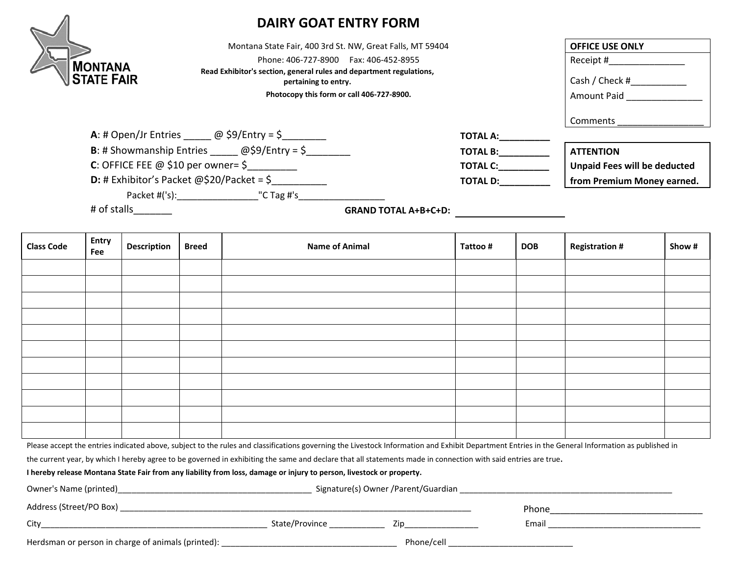# DAIRY GOAT ENTRY FORM

MONTANA STATE FAIR

Montana State Fair, 400 3rd St. NW, Great Falls, MT 59404

Phone: 406-727-8900 Fax: 406-452-8955

**Read Exhibitor's section, general rules and department regulations, pertaining to entry.**

**Photocopy this form or call 406-727-8900.**

**OFFICE USE ONLY**

Receipt #_______________

Cash / Check #___________

Amount Paid _______________

Comments _________________

**A**: # Open/Jr Entries _____ @ $9/Entry = $________ **TOTAL A:**__________

**B**: # Showmanship Entries _____ @$9/Entry = $________ **TOTAL B:**__________

**C**: OFFICE FEE @ $10 per owner= $_________ **TOTAL C:**__________

**D:** # Exhibitor's Packet @$20/Packet = $__________ **TOTAL D:**__________

Packet #('s):________________"C Tag #'s_________________

# of stalls_______

**GRAND TOTAL A+B+C+D:** ______________________

**ATTENTION**
**Unpaid Fees will be deducted from Premium Money earned.**

| Class Code | Entry Fee | Description | Breed | Name of Animal | Tattoo # | DOB | Registration # | Show # |
|---|---|---|---|---|---|---|---|---|
| | | | | | | | | |
| | | | | | | | | |
| | | | | | | | | |
| | | | | | | | | |
| | | | | | | | | |
| | | | | | | | | |
| | | | | | | | | |
| | | | | | | | | |
| | | | | | | | | |
| | | | | | | | | |
| | | | | | | | | |

Please accept the entries indicated above, subject to the rules and classifications governing the Livestock Information and Exhibit Department Entries in the General Information as published in the current year, by which I hereby agree to be governed in exhibiting the same and declare that all statements made in connection with said entries are true.

**I hereby release Montana State Fair from any liability from loss, damage or injury to person, livestock or property.**

Owner's Name (printed)___________________________________________ Signature(s) Owner /Parent/Guardian __________________________________________________

Address (Street/PO Box) ________________________________________________________________________________ Phone________________________________

City____________________________________________________ State/Province ____________ Zip________________ Email ___________________________________

Herdsman or person in charge of animals (printed): _______________________________________ Phone/cell ____________________________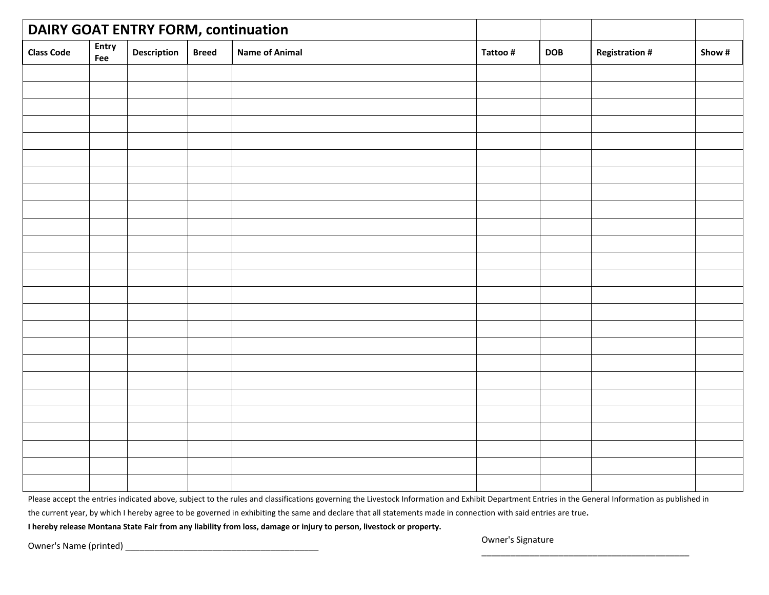# DAIRY GOAT ENTRY FORM, continuation

| Class Code | Entry Fee | Description | Breed | Name of Animal | Tattoo # | DOB | Registration # | Show # |
|---|---|---|---|---|---|---|---|---|
| | | | | | | | | |
| | | | | | | | | |
| | | | | | | | | |
| | | | | | | | | |
| | | | | | | | | |
| | | | | | | | | |
| | | | | | | | | |
| | | | | | | | | |
| | | | | | | | | |
| | | | | | | | | |
| | | | | | | | | |
| | | | | | | | | |
| | | | | | | | | |
| | | | | | | | | |
| | | | | | | | | |
| | | | | | | | | |
| | | | | | | | | |
| | | | | | | | | |
| | | | | | | | | |
| | | | | | | | | |
| | | | | | | | | |
| | | | | | | | | |
| | | | | | | | | |
| | | | | | | | | |

Please accept the entries indicated above, subject to the rules and classifications governing the Livestock Information and Exhibit Department Entries in the General Information as published in the current year, by which I hereby agree to be governed in exhibiting the same and declare that all statements made in connection with said entries are true.

**I hereby release Montana State Fair from any liability from loss, damage or injury to person, livestock or property.**

Owner's Name (printed) ________________________________________

Owner's Signature ____________________________________________